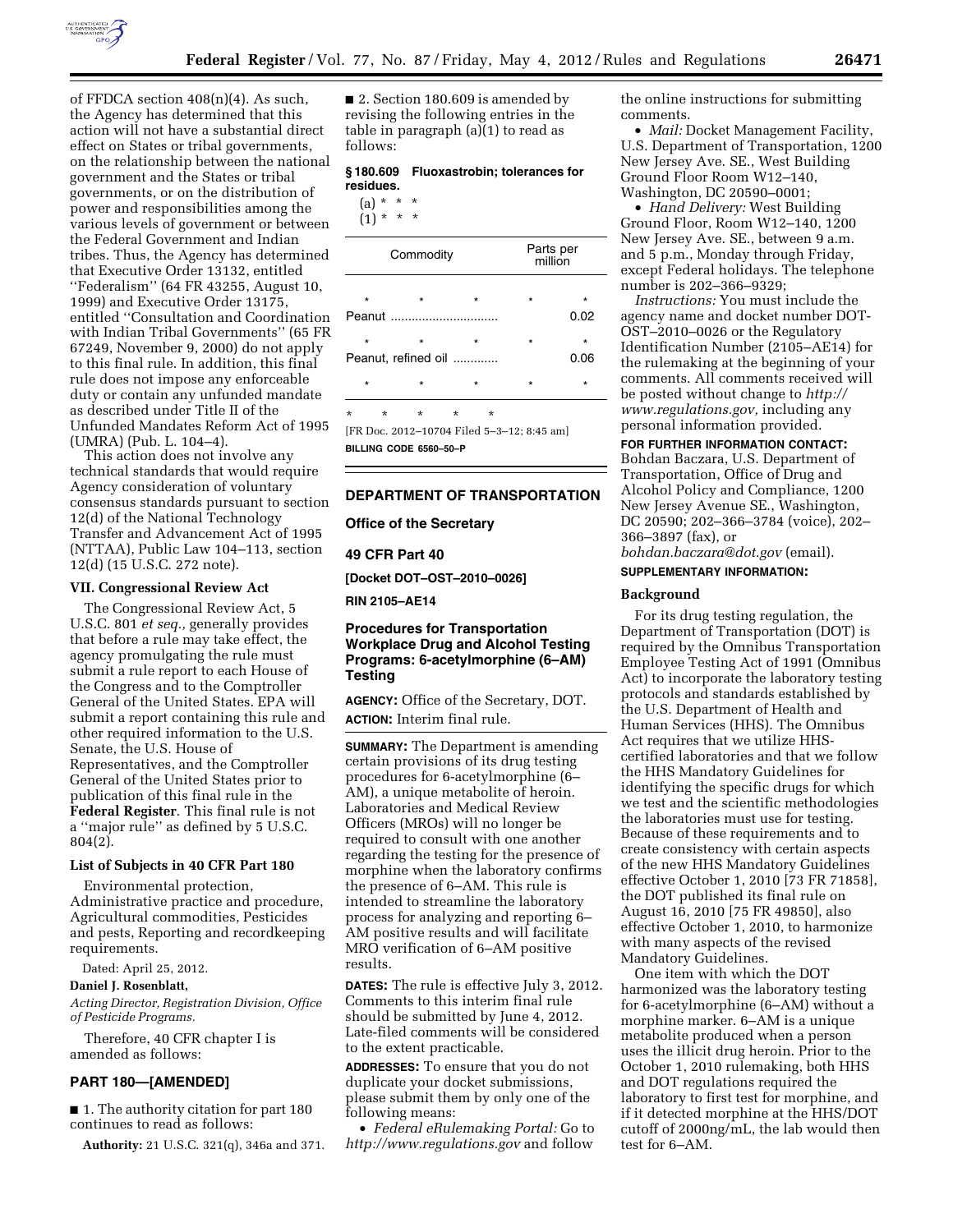of FFDCA section 408(n)(4). As such, the Agency has determined that this action will not have a substantial direct effect on States or tribal governments, on the relationship between the national government and the States or tribal governments, or on the distribution of power and responsibilities among the various levels of government or between the Federal Government and Indian tribes. Thus, the Agency has determined that Executive Order 13132, entitled ''Federalism'' (64 FR 43255, August 10, 1999) and Executive Order 13175, entitled ''Consultation and Coordination with Indian Tribal Governments'' (65 FR 67249, November 9, 2000) do not apply to this final rule. In addition, this final rule does not impose any enforceable duty or contain any unfunded mandate as described under Title II of the Unfunded Mandates Reform Act of 1995 (UMRA) (Pub. L. 104–4).

This action does not involve any technical standards that would require Agency consideration of voluntary consensus standards pursuant to section 12(d) of the National Technology Transfer and Advancement Act of 1995 (NTTAA), Public Law 104–113, section 12(d) (15 U.S.C. 272 note).

### VII. Congressional Review Act

The Congressional Review Act, 5 U.S.C. 801 *et seq.,* generally provides that before a rule may take effect, the agency promulgating the rule must submit a rule report to each House of the Congress and to the Comptroller General of the United States. EPA will submit a report containing this rule and other required information to the U.S. Senate, the U.S. House of Representatives, and the Comptroller General of the United States prior to publication of this final rule in the **Federal Register**. This final rule is not a ''major rule'' as defined by 5 U.S.C. 804(2).

### List of Subjects in 40 CFR Part 180

Environmental protection, Administrative practice and procedure, Agricultural commodities, Pesticides and pests, Reporting and recordkeeping requirements.

Dated: April 25, 2012.

**Daniel J. Rosenblatt,**

*Acting Director, Registration Division, Office of Pesticide Programs.*

Therefore, 40 CFR chapter I is amended as follows:

## PART 180—[AMENDED]

■ 1. The authority citation for part 180 continues to read as follows:

**Authority:** 21 U.S.C. 321(q), 346a and 371.

■ 2. Section 180.609 is amended by revising the following entries in the table in paragraph (a)(1) to read as follows:

**§ 180.609 Fluoxastrobin; tolerances for residues.**

(a) * * *
(1) * * *

| Commodity | Parts per million |
|---|---|
| * * * * | * |
| Peanut | 0.02 |
| * * * * | * |
| Peanut, refined oil | 0.06 |
| * * * * | * |

\* \* \* \* \*

[FR Doc. 2012–10704 Filed 5–3–12; 8:45 am]

**BILLING CODE 6560–50–P**

## DEPARTMENT OF TRANSPORTATION

### Office of the Secretary

### 49 CFR Part 40

**[Docket DOT–OST–2010–0026]**

**RIN 2105–AE14**

### Procedures for Transportation Workplace Drug and Alcohol Testing Programs: 6-acetylmorphine (6–AM) Testing

**AGENCY:** Office of the Secretary, DOT.

**ACTION:** Interim final rule.

**SUMMARY:** The Department is amending certain provisions of its drug testing procedures for 6-acetylmorphine (6–AM), a unique metabolite of heroin. Laboratories and Medical Review Officers (MROs) will no longer be required to consult with one another regarding the testing for the presence of morphine when the laboratory confirms the presence of 6–AM. This rule is intended to streamline the laboratory process for analyzing and reporting 6–AM positive results and will facilitate MRO verification of 6–AM positive results.

**DATES:** The rule is effective July 3, 2012. Comments to this interim final rule should be submitted by June 4, 2012. Late-filed comments will be considered to the extent practicable.

**ADDRESSES:** To ensure that you do not duplicate your docket submissions, please submit them by only one of the following means:

- *Federal eRulemaking Portal:* Go to *http://www.regulations.gov* and follow the online instructions for submitting comments.
- *Mail:* Docket Management Facility, U.S. Department of Transportation, 1200 New Jersey Ave. SE., West Building Ground Floor Room W12–140, Washington, DC 20590–0001;
- *Hand Delivery:* West Building Ground Floor, Room W12–140, 1200 New Jersey Ave. SE., between 9 a.m. and 5 p.m., Monday through Friday, except Federal holidays. The telephone number is 202–366–9329;

*Instructions:* You must include the agency name and docket number DOT-OST–2010–0026 or the Regulatory Identification Number (2105–AE14) for the rulemaking at the beginning of your comments. All comments received will be posted without change to *http://www.regulations.gov,* including any personal information provided.

**FOR FURTHER INFORMATION CONTACT:** Bohdan Baczara, U.S. Department of Transportation, Office of Drug and Alcohol Policy and Compliance, 1200 New Jersey Avenue SE., Washington, DC 20590; 202–366–3784 (voice), 202–366–3897 (fax), or *bohdan.baczara@dot.gov* (email).

**SUPPLEMENTARY INFORMATION:**

### Background

For its drug testing regulation, the Department of Transportation (DOT) is required by the Omnibus Transportation Employee Testing Act of 1991 (Omnibus Act) to incorporate the laboratory testing protocols and standards established by the U.S. Department of Health and Human Services (HHS). The Omnibus Act requires that we utilize HHS-certified laboratories and that we follow the HHS Mandatory Guidelines for identifying the specific drugs for which we test and the scientific methodologies the laboratories must use for testing. Because of these requirements and to create consistency with certain aspects of the new HHS Mandatory Guidelines effective October 1, 2010 [73 FR 71858], the DOT published its final rule on August 16, 2010 [75 FR 49850], also effective October 1, 2010, to harmonize with many aspects of the revised Mandatory Guidelines.

One item with which the DOT harmonized was the laboratory testing for 6-acetylmorphine (6–AM) without a morphine marker. 6–AM is a unique metabolite produced when a person uses the illicit drug heroin. Prior to the October 1, 2010 rulemaking, both HHS and DOT regulations required the laboratory to first test for morphine, and if it detected morphine at the HHS/DOT cutoff of 2000ng/mL, the lab would then test for 6–AM.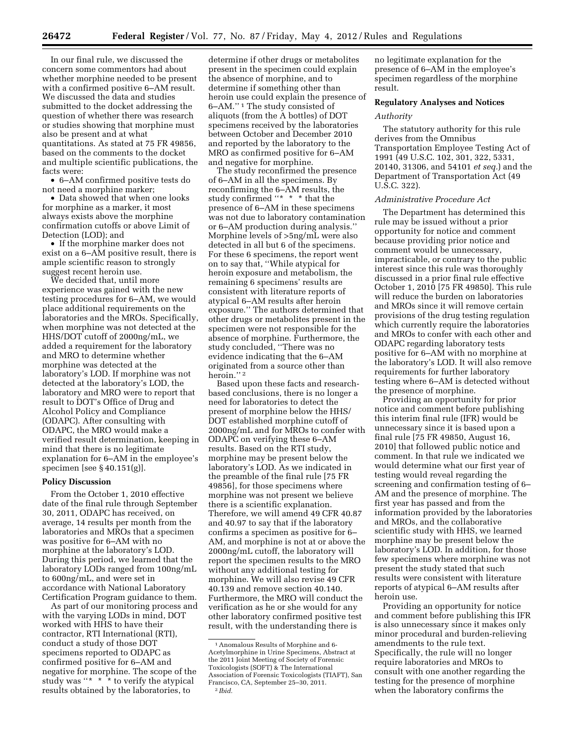In our final rule, we discussed the concern some commentors had about whether morphine needed to be present with a confirmed positive 6–AM result. We discussed the data and studies submitted to the docket addressing the question of whether there was research or studies showing that morphine must also be present and at what quantitations. As stated at 75 FR 49856, based on the comments to the docket and multiple scientific publications, the facts were:

- 6–AM confirmed positive tests do not need a morphine marker;
- Data showed that when one looks for morphine as a marker, it most always exists above the morphine confirmation cutoffs or above Limit of Detection (LOD); and
- If the morphine marker does not exist on a 6–AM positive result, there is ample scientific reason to strongly suggest recent heroin use.

We decided that, until more experience was gained with the new testing procedures for 6–AM, we would place additional requirements on the laboratories and the MROs. Specifically, when morphine was not detected at the HHS/DOT cutoff of 2000ng/mL, we added a requirement for the laboratory and MRO to determine whether morphine was detected at the laboratory's LOD. If morphine was not detected at the laboratory's LOD, the laboratory and MRO were to report that result to DOT's Office of Drug and Alcohol Policy and Compliance (ODAPC). After consulting with ODAPC, the MRO would make a verified result determination, keeping in mind that there is no legitimate explanation for 6–AM in the employee's specimen [see § 40.151(g)].

## Policy Discussion

From the October 1, 2010 effective date of the final rule through September 30, 2011, ODAPC has received, on average, 14 results per month from the laboratories and MROs that a specimen was positive for 6–AM with no morphine at the laboratory's LOD. During this period, we learned that the laboratory LODs ranged from 100ng/mL to 600ng/mL, and were set in accordance with National Laboratory Certification Program guidance to them.

As part of our monitoring process and with the varying LODs in mind, DOT worked with HHS to have their contractor, RTI International (RTI), conduct a study of those DOT specimens reported to ODAPC as confirmed positive for 6–AM and negative for morphine. The scope of the study was "* * * to verify the atypical results obtained by the laboratories, to determine if other drugs or metabolites present in the specimen could explain the absence of morphine, and to determine if something other than heroin use could explain the presence of 6–AM."[1] The study consisted of aliquots (from the A bottles) of DOT specimens received by the laboratories between October and December 2010 and reported by the laboratory to the MRO as confirmed positive for 6–AM and negative for morphine.

The study reconfirmed the presence of 6–AM in all the specimens. By reconfirming the 6–AM results, the study confirmed "* * * that the presence of 6–AM in these specimens was not due to laboratory contamination or 6–AM production during analysis." Morphine levels of >5ng/mL were also detected in all but 6 of the specimens. For these 6 specimens, the report went on to say that, "While atypical for heroin exposure and metabolism, the remaining 6 specimens' results are consistent with literature reports of atypical 6–AM results after heroin exposure." The authors determined that other drugs or metabolites present in the specimen were not responsible for the absence of morphine. Furthermore, the study concluded, "There was no evidence indicating that the 6–AM originated from a source other than heroin."[2]

Based upon these facts and research-based conclusions, there is no longer a need for laboratories to detect the present of morphine below the HHS/DOT established morphine cutoff of 2000ng/mL and for MROs to confer with ODAPC on verifying these 6–AM results. Based on the RTI study, morphine may be present below the laboratory's LOD. As we indicated in the preamble of the final rule [75 FR 49856], for those specimens where morphine was not present we believe there is a scientific explanation. Therefore, we will amend 49 CFR 40.87 and 40.97 to say that if the laboratory confirms a specimen as positive for 6–AM, and morphine is not at or above the 2000ng/mL cutoff, the laboratory will report the specimen results to the MRO without any additional testing for morphine. We will also revise 49 CFR 40.139 and remove section 40.140. Furthermore, the MRO will conduct the verification as he or she would for any other laboratory confirmed positive test result, with the understanding there is no legitimate explanation for the presence of 6–AM in the employee's specimen regardless of the morphine result.

## Regulatory Analyses and Notices

### *Authority*

The statutory authority for this rule derives from the Omnibus Transportation Employee Testing Act of 1991 (49 U.S.C. 102, 301, 322, 5331, 20140, 31306, and 54101 *et seq.*) and the Department of Transportation Act (49 U.S.C. 322).

### *Administrative Procedure Act*

The Department has determined this rule may be issued without a prior opportunity for notice and comment because providing prior notice and comment would be unnecessary, impracticable, or contrary to the public interest since this rule was thoroughly discussed in a prior final rule effective October 1, 2010 [75 FR 49850]. This rule will reduce the burden on laboratories and MROs since it will remove certain provisions of the drug testing regulation which currently require the laboratories and MROs to confer with each other and ODAPC regarding laboratory tests positive for 6–AM with no morphine at the laboratory's LOD. It will also remove requirements for further laboratory testing where 6–AM is detected without the presence of morphine.

Providing an opportunity for prior notice and comment before publishing this interim final rule (IFR) would be unnecessary since it is based upon a final rule [75 FR 49850, August 16, 2010] that followed public notice and comment. In that rule we indicated we would determine what our first year of testing would reveal regarding the screening and confirmation testing of 6–AM and the presence of morphine. The first year has passed and from the information provided by the laboratories and MROs, and the collaborative scientific study with HHS, we learned morphine may be present below the laboratory's LOD. In addition, for those few specimens where morphine was not present the study stated that such results were consistent with literature reports of atypical 6–AM results after heroin use.

Providing an opportunity for notice and comment before publishing this IFR is also unnecessary since it makes only minor procedural and burden-relieving amendments to the rule text. Specifically, the rule will no longer require laboratories and MROs to consult with one another regarding the testing for the presence of morphine when the laboratory confirms the

[1] Anomalous Results of Morphine and 6-Acetylmorphine in Urine Specimens, Abstract at the 2011 Joint Meeting of Society of Forensic Toxicologists (SOFT) & The International Association of Forensic Toxicologists (TIAFT), San Francisco, CA, September 25–30, 2011.

[2] *Ibid.*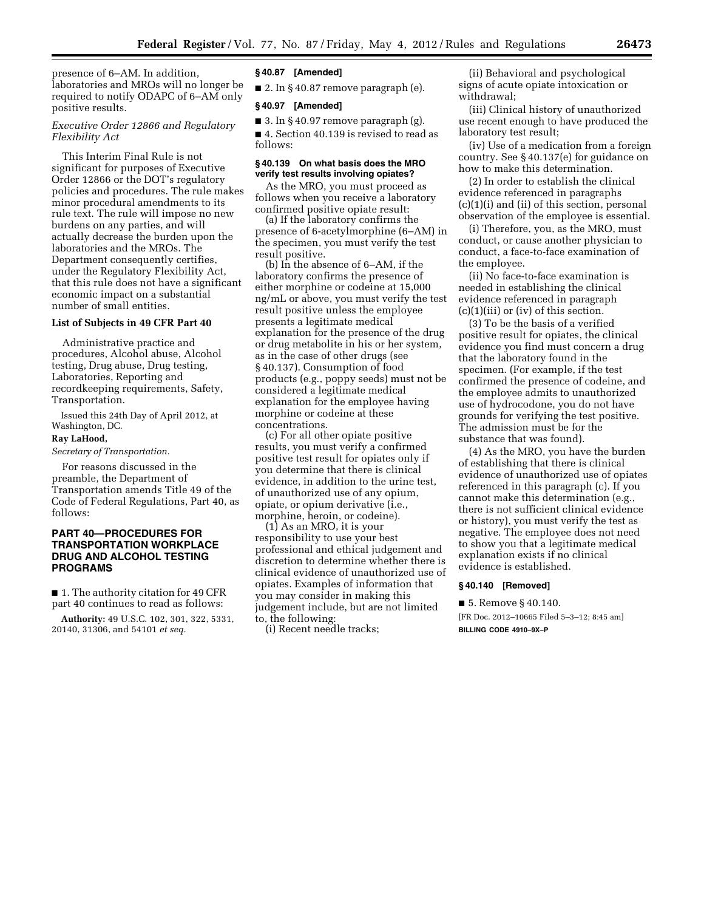presence of 6–AM. In addition, laboratories and MROs will no longer be required to notify ODAPC of 6–AM only positive results.

### *Executive Order 12866 and Regulatory Flexibility Act*

This Interim Final Rule is not significant for purposes of Executive Order 12866 or the DOT's regulatory policies and procedures. The rule makes minor procedural amendments to its rule text. The rule will impose no new burdens on any parties, and will actually decrease the burden upon the laboratories and the MROs. The Department consequently certifies, under the Regulatory Flexibility Act, that this rule does not have a significant economic impact on a substantial number of small entities.

### List of Subjects in 49 CFR Part 40

Administrative practice and procedures, Alcohol abuse, Alcohol testing, Drug abuse, Drug testing, Laboratories, Reporting and recordkeeping requirements, Safety, Transportation.

Issued this 24th Day of April 2012, at Washington, DC.

**Ray LaHood,**

*Secretary of Transportation.*

For reasons discussed in the preamble, the Department of Transportation amends Title 49 of the Code of Federal Regulations, Part 40, as follows:

## PART 40—PROCEDURES FOR TRANSPORTATION WORKPLACE DRUG AND ALCOHOL TESTING PROGRAMS

■ 1. The authority citation for 49 CFR part 40 continues to read as follows:

**Authority:** 49 U.S.C. 102, 301, 322, 5331, 20140, 31306, and 54101 *et seq.*

### § 40.87 [Amended]

■ 2. In § 40.87 remove paragraph (e).

### § 40.97 [Amended]

■ 3. In § 40.97 remove paragraph (g).

■ 4. Section 40.139 is revised to read as follows:

### § 40.139 On what basis does the MRO verify test results involving opiates?

As the MRO, you must proceed as follows when you receive a laboratory confirmed positive opiate result:

(a) If the laboratory confirms the presence of 6-acetylmorphine (6–AM) in the specimen, you must verify the test result positive.

(b) In the absence of 6–AM, if the laboratory confirms the presence of either morphine or codeine at 15,000 ng/mL or above, you must verify the test result positive unless the employee presents a legitimate medical explanation for the presence of the drug or drug metabolite in his or her system, as in the case of other drugs (see § 40.137). Consumption of food products (e.g., poppy seeds) must not be considered a legitimate medical explanation for the employee having morphine or codeine at these concentrations.

(c) For all other opiate positive results, you must verify a confirmed positive test result for opiates only if you determine that there is clinical evidence, in addition to the urine test, of unauthorized use of any opium, opiate, or opium derivative (i.e., morphine, heroin, or codeine).

(1) As an MRO, it is your responsibility to use your best professional and ethical judgement and discretion to determine whether there is clinical evidence of unauthorized use of opiates. Examples of information that you may consider in making this judgement include, but are not limited to, the following:

(i) Recent needle tracks;

(ii) Behavioral and psychological signs of acute opiate intoxication or withdrawal;

(iii) Clinical history of unauthorized use recent enough to have produced the laboratory test result;

(iv) Use of a medication from a foreign country. See § 40.137(e) for guidance on how to make this determination.

(2) In order to establish the clinical evidence referenced in paragraphs (c)(1)(i) and (ii) of this section, personal observation of the employee is essential.

(i) Therefore, you, as the MRO, must conduct, or cause another physician to conduct, a face-to-face examination of the employee.

(ii) No face-to-face examination is needed in establishing the clinical evidence referenced in paragraph (c)(1)(iii) or (iv) of this section.

(3) To be the basis of a verified positive result for opiates, the clinical evidence you find must concern a drug that the laboratory found in the specimen. (For example, if the test confirmed the presence of codeine, and the employee admits to unauthorized use of hydrocodone, you do not have grounds for verifying the test positive. The admission must be for the substance that was found).

(4) As the MRO, you have the burden of establishing that there is clinical evidence of unauthorized use of opiates referenced in this paragraph (c). If you cannot make this determination (e.g., there is not sufficient clinical evidence or history), you must verify the test as negative. The employee does not need to show you that a legitimate medical explanation exists if no clinical evidence is established.

### § 40.140 [Removed]

■ 5. Remove § 40.140.

[FR Doc. 2012–10665 Filed 5–3–12; 8:45 am]

**BILLING CODE 4910–9X–P**